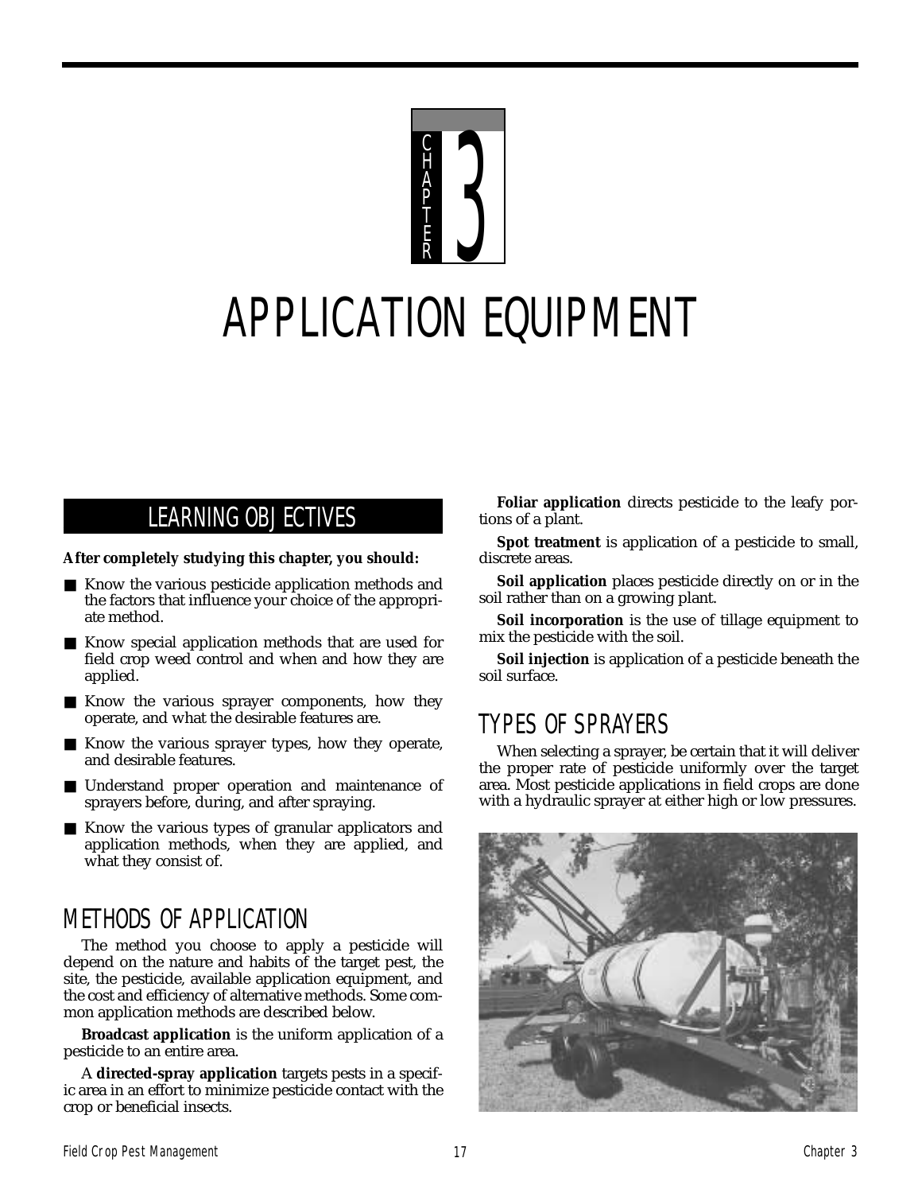# CHAPTER 3

# APPLICATION EQUIPMENT

## LEARNING OBJECTIVES

**After completely studying this chapter, you should:**

- Know the various pesticide application methods and the factors that influence your choice of the appropriate method.
- Know special application methods that are used for field crop weed control and when and how they are applied.
- Know the various sprayer components, how they operate, and what the desirable features are.
- Know the various sprayer types, how they operate, and desirable features.
- Understand proper operation and maintenance of sprayers before, during, and after spraying.
- Know the various types of granular applicators and application methods, when they are applied, and what they consist of.

## METHODS OF APPLICATION

The method you choose to apply a pesticide will depend on the nature and habits of the target pest, the site, the pesticide, available application equipment, and the cost and efficiency of alternative methods. Some common application methods are described below.

**Broadcast application** is the uniform application of a pesticide to an entire area.

A **directed-spray application** targets pests in a specific area in an effort to minimize pesticide contact with the crop or beneficial insects.

**Foliar application** directs pesticide to the leafy portions of a plant.

**Spot treatment** is application of a pesticide to small, discrete areas.

**Soil application** places pesticide directly on or in the soil rather than on a growing plant.

**Soil incorporation** is the use of tillage equipment to mix the pesticide with the soil.

**Soil injection** is application of a pesticide beneath the soil surface.

## TYPES OF SPRAYERS

When selecting a sprayer, be certain that it will deliver the proper rate of pesticide uniformly over the target area. Most pesticide applications in field crops are done with a hydraulic sprayer at either high or low pressures.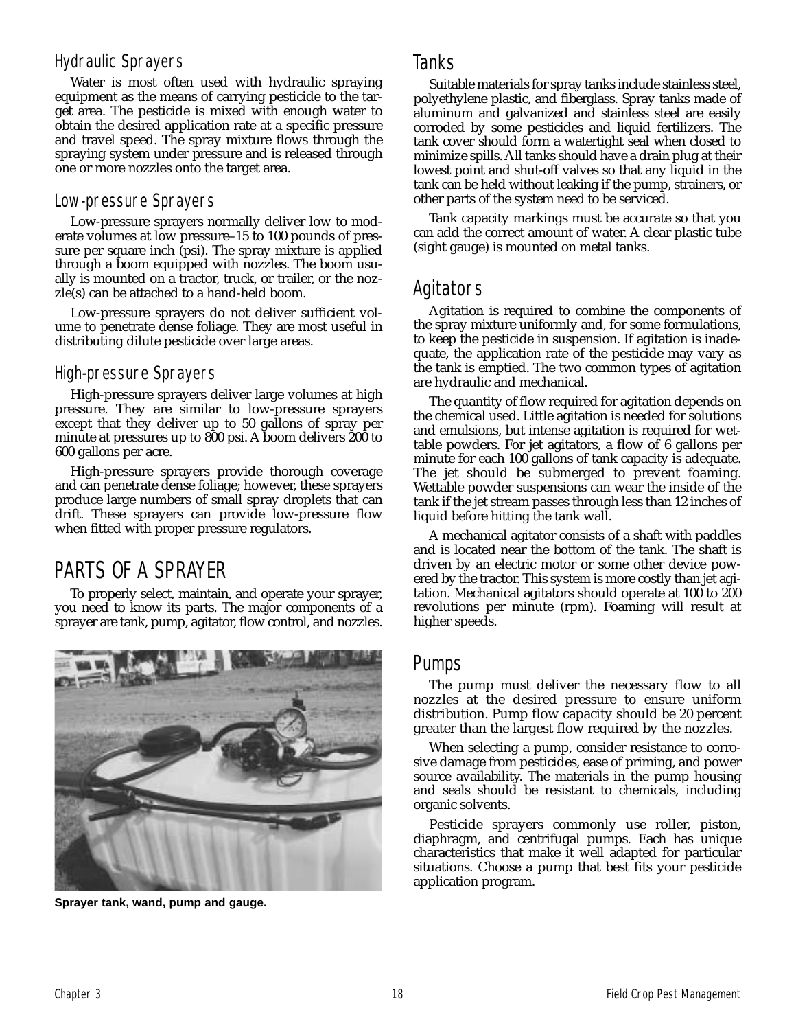### Hydraulic Sprayers

Water is most often used with hydraulic spraying equipment as the means of carrying pesticide to the target area. The pesticide is mixed with enough water to obtain the desired application rate at a specific pressure and travel speed. The spray mixture flows through the spraying system under pressure and is released through one or more nozzles onto the target area.

### Low-pressure Sprayers

Low-pressure sprayers normally deliver low to moderate volumes at low pressure–15 to 100 pounds of pressure per square inch (psi). The spray mixture is applied through a boom equipped with nozzles. The boom usually is mounted on a tractor, truck, or trailer, or the nozzle(s) can be attached to a hand-held boom.

Low-pressure sprayers do not deliver sufficient volume to penetrate dense foliage. They are most useful in distributing dilute pesticide over large areas.

### High-pressure Sprayers

High-pressure sprayers deliver large volumes at high pressure. They are similar to low-pressure sprayers except that they deliver up to 50 gallons of spray per minute at pressures up to 800 psi. A boom delivers 200 to 600 gallons per acre.

High-pressure sprayers provide thorough coverage and can penetrate dense foliage; however, these sprayers produce large numbers of small spray droplets that can drift. These sprayers can provide low-pressure flow when fitted with proper pressure regulators.

## PARTS OF A SPRAYER

To properly select, maintain, and operate your sprayer, you need to know its parts. The major components of a sprayer are tank, pump, agitator, flow control, and nozzles.

**Sprayer tank, wand, pump and gauge.**

### Tanks

Suitable materials for spray tanks include stainless steel, polyethylene plastic, and fiberglass. Spray tanks made of aluminum and galvanized and stainless steel are easily corroded by some pesticides and liquid fertilizers. The tank cover should form a watertight seal when closed to minimize spills. All tanks should have a drain plug at their lowest point and shut-off valves so that any liquid in the tank can be held without leaking if the pump, strainers, or other parts of the system need to be serviced.

Tank capacity markings must be accurate so that you can add the correct amount of water. A clear plastic tube (sight gauge) is mounted on metal tanks.

### Agitators

Agitation is required to combine the components of the spray mixture uniformly and, for some formulations, to keep the pesticide in suspension. If agitation is inadequate, the application rate of the pesticide may vary as the tank is emptied. The two common types of agitation are hydraulic and mechanical.

The quantity of flow required for agitation depends on the chemical used. Little agitation is needed for solutions and emulsions, but intense agitation is required for wettable powders. For jet agitators, a flow of 6 gallons per minute for each 100 gallons of tank capacity is adequate. The jet should be submerged to prevent foaming. Wettable powder suspensions can wear the inside of the tank if the jet stream passes through less than 12 inches of liquid before hitting the tank wall.

A mechanical agitator consists of a shaft with paddles and is located near the bottom of the tank. The shaft is driven by an electric motor or some other device powered by the tractor. This system is more costly than jet agitation. Mechanical agitators should operate at 100 to 200 revolutions per minute (rpm). Foaming will result at higher speeds.

### Pumps

The pump must deliver the necessary flow to all nozzles at the desired pressure to ensure uniform distribution. Pump flow capacity should be 20 percent greater than the largest flow required by the nozzles.

When selecting a pump, consider resistance to corrosive damage from pesticides, ease of priming, and power source availability. The materials in the pump housing and seals should be resistant to chemicals, including organic solvents.

Pesticide sprayers commonly use roller, piston, diaphragm, and centrifugal pumps. Each has unique characteristics that make it well adapted for particular situations. Choose a pump that best fits your pesticide application program.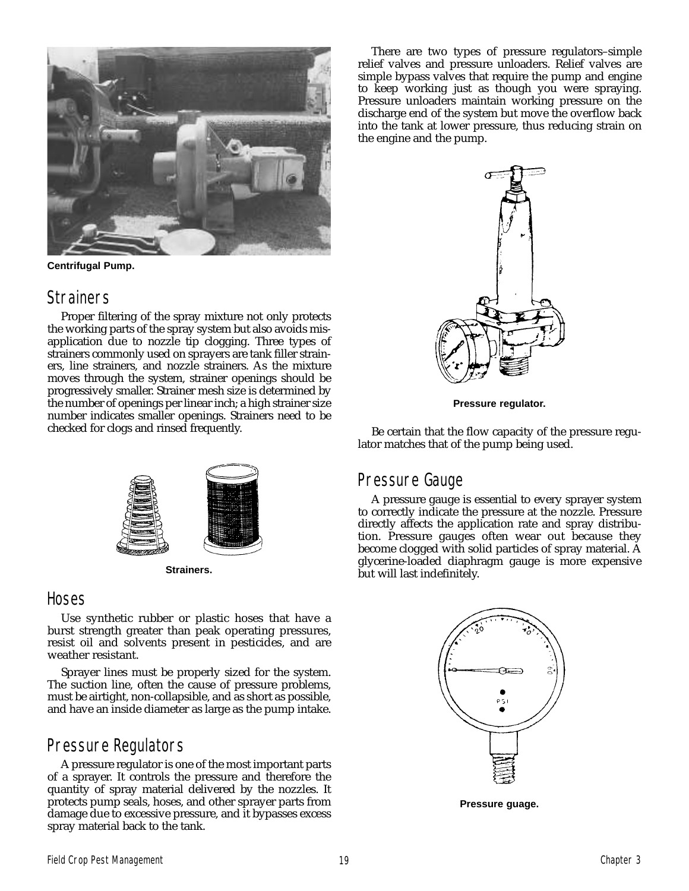Centrifugal Pump.

## Strainers

Proper filtering of the spray mixture not only protects the working parts of the spray system but also avoids misapplication due to nozzle tip clogging. Three types of strainers commonly used on sprayers are tank filler strainers, line strainers, and nozzle strainers. As the mixture moves through the system, strainer openings should be progressively smaller. Strainer mesh size is determined by the number of openings per linear inch; a high strainer size number indicates smaller openings. Strainers need to be checked for clogs and rinsed frequently.

Strainers.

## Hoses

Use synthetic rubber or plastic hoses that have a burst strength greater than peak operating pressures, resist oil and solvents present in pesticides, and are weather resistant.

Sprayer lines must be properly sized for the system. The suction line, often the cause of pressure problems, must be airtight, non-collapsible, and as short as possible, and have an inside diameter as large as the pump intake.

## Pressure Regulators

A pressure regulator is one of the most important parts of a sprayer. It controls the pressure and therefore the quantity of spray material delivered by the nozzles. It protects pump seals, hoses, and other sprayer parts from damage due to excessive pressure, and it bypasses excess spray material back to the tank.

There are two types of pressure regulators–simple relief valves and pressure unloaders. Relief valves are simple bypass valves that require the pump and engine to keep working just as though you were spraying. Pressure unloaders maintain working pressure on the discharge end of the system but move the overflow back into the tank at lower pressure, thus reducing strain on the engine and the pump.

Pressure regulator.

Be certain that the flow capacity of the pressure regulator matches that of the pump being used.

## Pressure Gauge

A pressure gauge is essential to every sprayer system to correctly indicate the pressure at the nozzle. Pressure directly affects the application rate and spray distribution. Pressure gauges often wear out because they become clogged with solid particles of spray material. A glycerine-loaded diaphragm gauge is more expensive but will last indefinitely.

Pressure guage.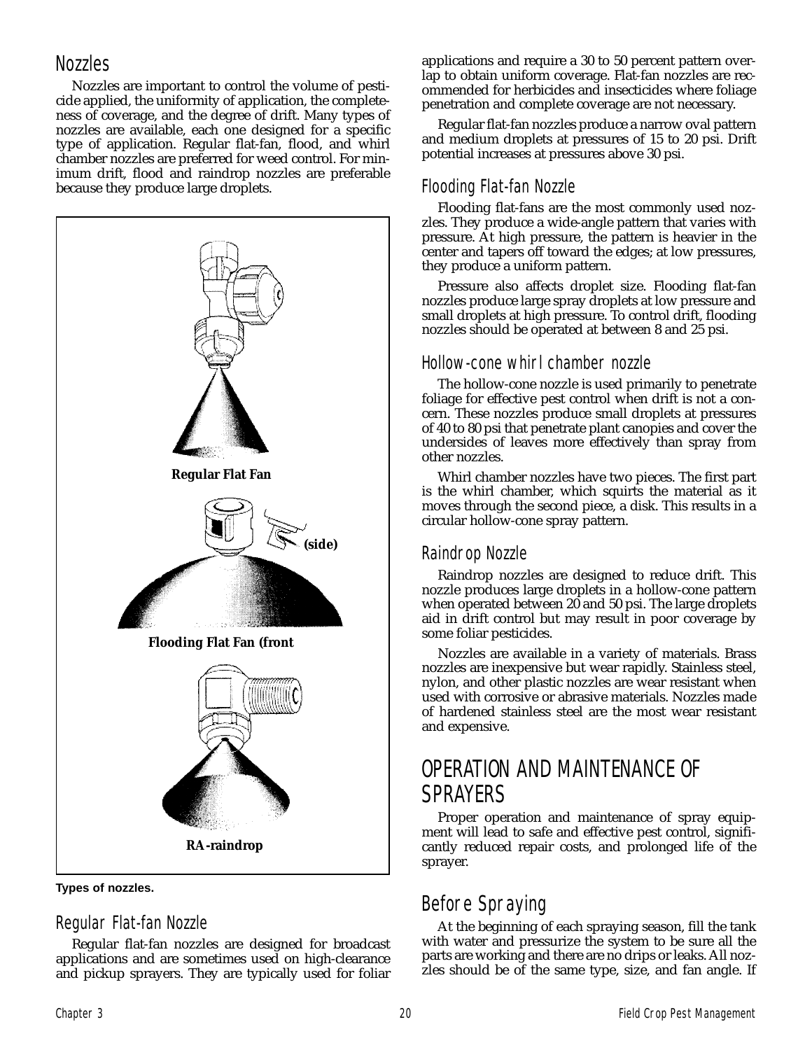## Nozzles

Nozzles are important to control the volume of pesticide applied, the uniformity of application, the completeness of coverage, and the degree of drift. Many types of nozzles are available, each one designed for a specific type of application. Regular flat-fan, flood, and whirl chamber nozzles are preferred for weed control. For minimum drift, flood and raindrop nozzles are preferable because they produce large droplets.

Regular Flat Fan

(side)

Flooding Flat Fan (front

RA-raindrop

**Types of nozzles.**

### Regular Flat-fan Nozzle

Regular flat-fan nozzles are designed for broadcast applications and are sometimes used on high-clearance and pickup sprayers. They are typically used for foliar applications and require a 30 to 50 percent pattern overlap to obtain uniform coverage. Flat-fan nozzles are recommended for herbicides and insecticides where foliage penetration and complete coverage are not necessary.

Regular flat-fan nozzles produce a narrow oval pattern and medium droplets at pressures of 15 to 20 psi. Drift potential increases at pressures above 30 psi.

### Flooding Flat-fan Nozzle

Flooding flat-fans are the most commonly used nozzles. They produce a wide-angle pattern that varies with pressure. At high pressure, the pattern is heavier in the center and tapers off toward the edges; at low pressures, they produce a uniform pattern.

Pressure also affects droplet size. Flooding flat-fan nozzles produce large spray droplets at low pressure and small droplets at high pressure. To control drift, flooding nozzles should be operated at between 8 and 25 psi.

### Hollow-cone whirl chamber nozzle

The hollow-cone nozzle is used primarily to penetrate foliage for effective pest control when drift is not a concern. These nozzles produce small droplets at pressures of 40 to 80 psi that penetrate plant canopies and cover the undersides of leaves more effectively than spray from other nozzles.

Whirl chamber nozzles have two pieces. The first part is the whirl chamber, which squirts the material as it moves through the second piece, a disk. This results in a circular hollow-cone spray pattern.

### Raindrop Nozzle

Raindrop nozzles are designed to reduce drift. This nozzle produces large droplets in a hollow-cone pattern when operated between 20 and 50 psi. The large droplets aid in drift control but may result in poor coverage by some foliar pesticides.

Nozzles are available in a variety of materials. Brass nozzles are inexpensive but wear rapidly. Stainless steel, nylon, and other plastic nozzles are wear resistant when used with corrosive or abrasive materials. Nozzles made of hardened stainless steel are the most wear resistant and expensive.

# OPERATION AND MAINTENANCE OF SPRAYERS

Proper operation and maintenance of spray equipment will lead to safe and effective pest control, significantly reduced repair costs, and prolonged life of the sprayer.

## Before Spraying

At the beginning of each spraying season, fill the tank with water and pressurize the system to be sure all the parts are working and there are no drips or leaks. All nozzles should be of the same type, size, and fan angle. If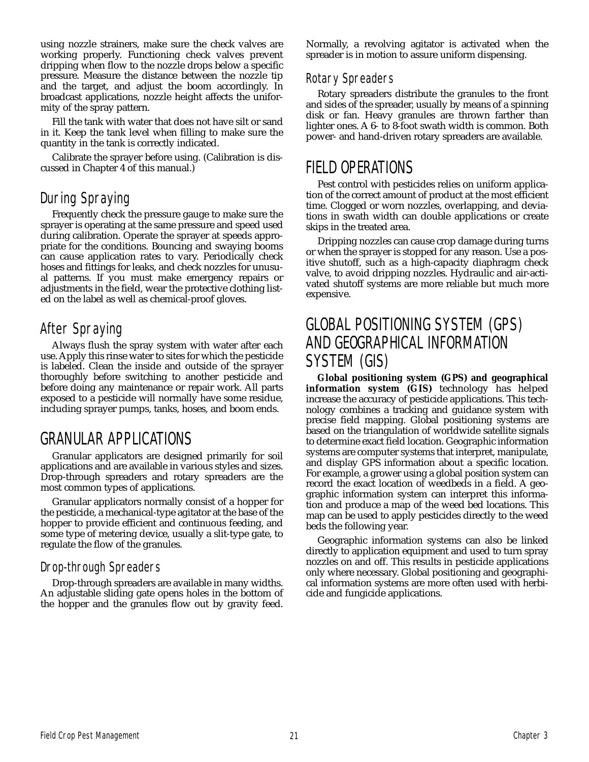using nozzle strainers, make sure the check valves are working properly. Functioning check valves prevent dripping when flow to the nozzle drops below a specific pressure. Measure the distance between the nozzle tip and the target, and adjust the boom accordingly. In broadcast applications, nozzle height affects the uniformity of the spray pattern.

Fill the tank with water that does not have silt or sand in it. Keep the tank level when filling to make sure the quantity in the tank is correctly indicated.

Calibrate the sprayer before using. (Calibration is discussed in Chapter 4 of this manual.)

### During Spraying

Frequently check the pressure gauge to make sure the sprayer is operating at the same pressure and speed used during calibration. Operate the sprayer at speeds appropriate for the conditions. Bouncing and swaying booms can cause application rates to vary. Periodically check hoses and fittings for leaks, and check nozzles for unusual patterns. If you must make emergency repairs or adjustments in the field, wear the protective clothing listed on the label as well as chemical-proof gloves.

### After Spraying

Always flush the spray system with water after each use. Apply this rinse water to sites for which the pesticide is labeled. Clean the inside and outside of the sprayer thoroughly before switching to another pesticide and before doing any maintenance or repair work. All parts exposed to a pesticide will normally have some residue, including sprayer pumps, tanks, hoses, and boom ends.

## GRANULAR APPLICATIONS

Granular applicators are designed primarily for soil applications and are available in various styles and sizes. Drop-through spreaders and rotary spreaders are the most common types of applications.

Granular applicators normally consist of a hopper for the pesticide, a mechanical-type agitator at the base of the hopper to provide efficient and continuous feeding, and some type of metering device, usually a slit-type gate, to regulate the flow of the granules.

### Drop-through Spreaders

Drop-through spreaders are available in many widths. An adjustable sliding gate opens holes in the bottom of the hopper and the granules flow out by gravity feed. Normally, a revolving agitator is activated when the spreader is in motion to assure uniform dispensing.

### Rotary Spreaders

Rotary spreaders distribute the granules to the front and sides of the spreader, usually by means of a spinning disk or fan. Heavy granules are thrown farther than lighter ones. A 6- to 8-foot swath width is common. Both power- and hand-driven rotary spreaders are available.

## FIELD OPERATIONS

Pest control with pesticides relies on uniform application of the correct amount of product at the most efficient time. Clogged or worn nozzles, overlapping, and deviations in swath width can double applications or create skips in the treated area.

Dripping nozzles can cause crop damage during turns or when the sprayer is stopped for any reason. Use a positive shutoff, such as a high-capacity diaphragm check valve, to avoid dripping nozzles. Hydraulic and air-activated shutoff systems are more reliable but much more expensive.

## GLOBAL POSITIONING SYSTEM (GPS) AND GEOGRAPHICAL INFORMATION SYSTEM (GIS)

**Global positioning system (GPS) and geographical information system (GIS)** technology has helped increase the accuracy of pesticide applications. This technology combines a tracking and guidance system with precise field mapping. Global positioning systems are based on the triangulation of worldwide satellite signals to determine exact field location. Geographic information systems are computer systems that interpret, manipulate, and display GPS information about a specific location. For example, a grower using a global position system can record the exact location of weedbeds in a field. A geographic information system can interpret this information and produce a map of the weed bed locations. This map can be used to apply pesticides directly to the weed beds the following year.

Geographic information systems can also be linked directly to application equipment and used to turn spray nozzles on and off. This results in pesticide applications only where necessary. Global positioning and geographical information systems are more often used with herbicide and fungicide applications.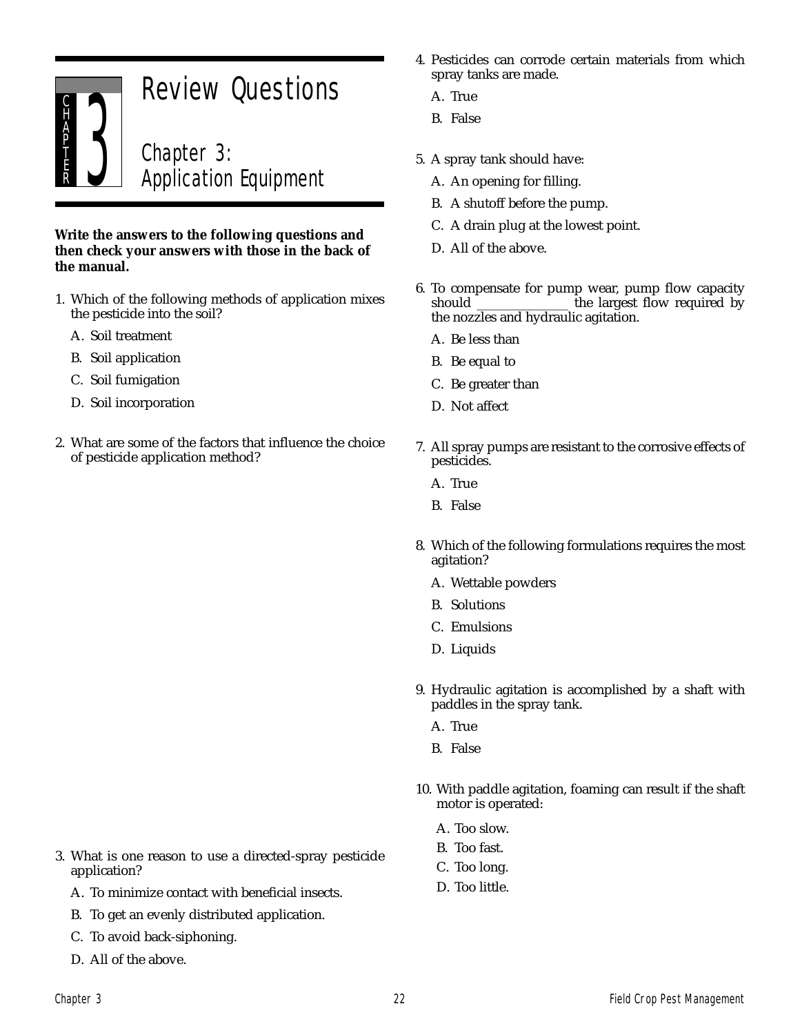# Review Questions

## Chapter 3: Application Equipment

**Write the answers to the following questions and then check your answers with those in the back of the manual.**

1. Which of the following methods of application mixes the pesticide into the soil?

   A. Soil treatment

   B. Soil application

   C. Soil fumigation

   D. Soil incorporation

2. What are some of the factors that influence the choice of pesticide application method?

3. What is one reason to use a directed-spray pesticide application?

   A. To minimize contact with beneficial insects.

   B. To get an evenly distributed application.

   C. To avoid back-siphoning.

   D. All of the above.

4. Pesticides can corrode certain materials from which spray tanks are made.

   A. True

   B. False

5. A spray tank should have:

   A. An opening for filling.

   B. A shutoff before the pump.

   C. A drain plug at the lowest point.

   D. All of the above.

6. To compensate for pump wear, pump flow capacity should ______________ the largest flow required by the nozzles and hydraulic agitation.

   A. Be less than

   B. Be equal to

   C. Be greater than

   D. Not affect

7. All spray pumps are resistant to the corrosive effects of pesticides.

   A. True

   B. False

8. Which of the following formulations requires the most agitation?

   A. Wettable powders

   B. Solutions

   C. Emulsions

   D. Liquids

9. Hydraulic agitation is accomplished by a shaft with paddles in the spray tank.

   A. True

   B. False

10. With paddle agitation, foaming can result if the shaft motor is operated:

    A. Too slow.

    B. Too fast.

    C. Too long.

    D. Too little.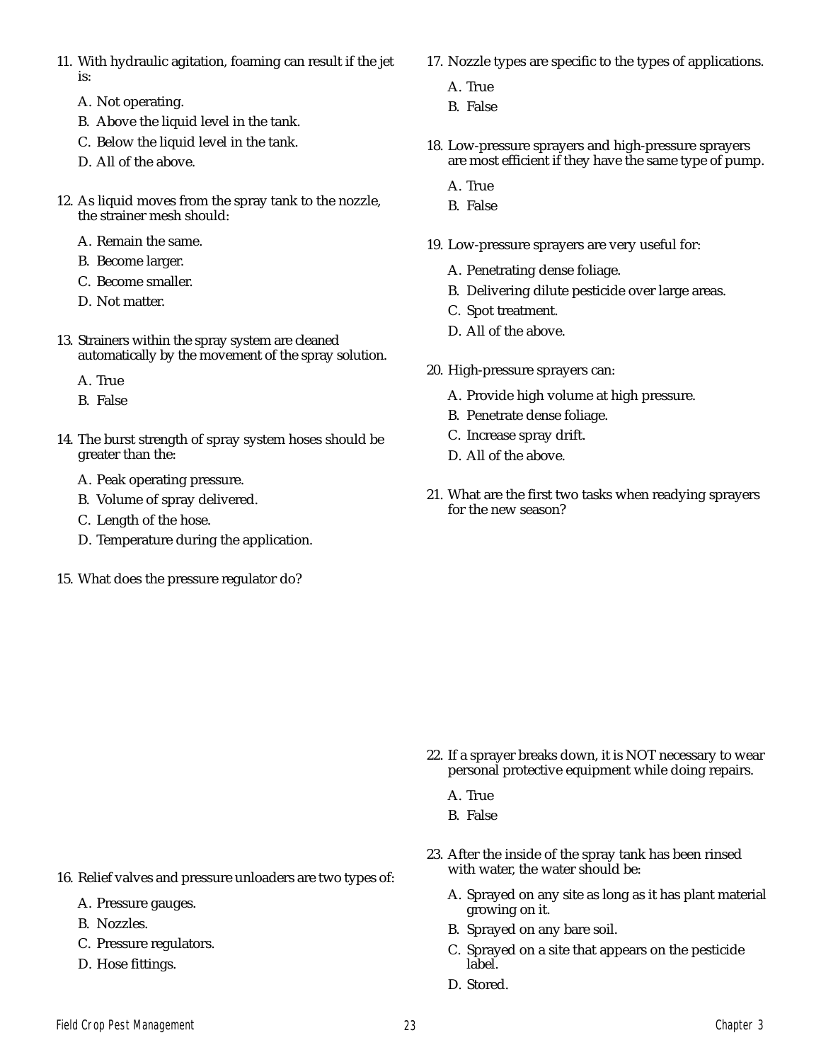11. With hydraulic agitation, foaming can result if the jet is:

    A. Not operating.
    B. Above the liquid level in the tank.
    C. Below the liquid level in the tank.
    D. All of the above.

12. As liquid moves from the spray tank to the nozzle, the strainer mesh should:

    A. Remain the same.
    B. Become larger.
    C. Become smaller.
    D. Not matter.

13. Strainers within the spray system are cleaned automatically by the movement of the spray solution.

    A. True
    B. False

14. The burst strength of spray system hoses should be greater than the:

    A. Peak operating pressure.
    B. Volume of spray delivered.
    C. Length of the hose.
    D. Temperature during the application.

15. What does the pressure regulator do?

16. Relief valves and pressure unloaders are two types of:

    A. Pressure gauges.
    B. Nozzles.
    C. Pressure regulators.
    D. Hose fittings.

17. Nozzle types are specific to the types of applications.

    A. True
    B. False

18. Low-pressure sprayers and high-pressure sprayers are most efficient if they have the same type of pump.

    A. True
    B. False

19. Low-pressure sprayers are very useful for:

    A. Penetrating dense foliage.
    B. Delivering dilute pesticide over large areas.
    C. Spot treatment.
    D. All of the above.

20. High-pressure sprayers can:

    A. Provide high volume at high pressure.
    B. Penetrate dense foliage.
    C. Increase spray drift.
    D. All of the above.

21. What are the first two tasks when readying sprayers for the new season?

22. If a sprayer breaks down, it is NOT necessary to wear personal protective equipment while doing repairs.

    A. True
    B. False

23. After the inside of the spray tank has been rinsed with water, the water should be:

    A. Sprayed on any site as long as it has plant material growing on it.
    B. Sprayed on any bare soil.
    C. Sprayed on a site that appears on the pesticide label.
    D. Stored.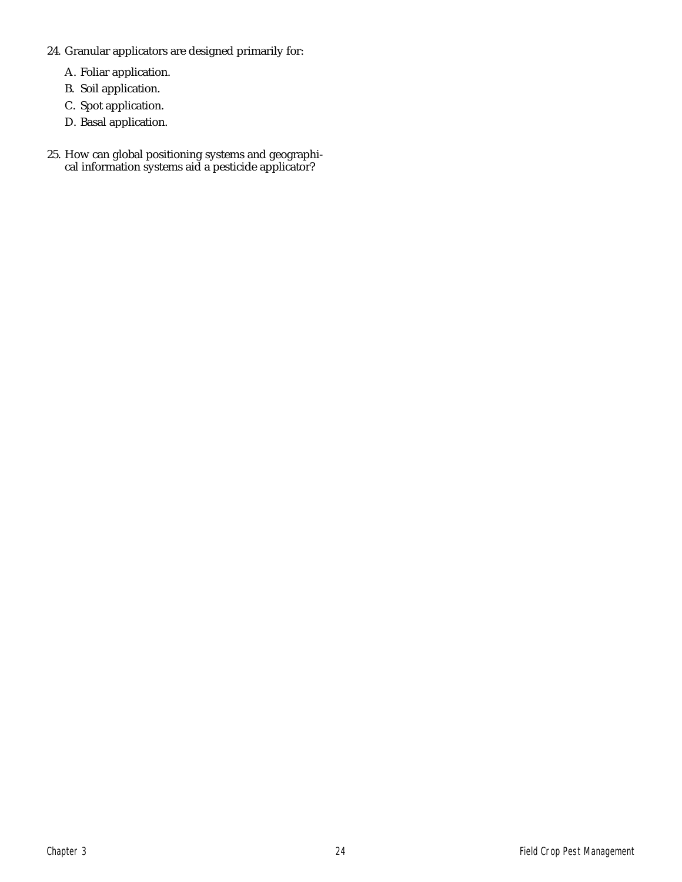24. Granular applicators are designed primarily for:

    A. Foliar application.
    B. Soil application.
    C. Spot application.
    D. Basal application.

25. How can global positioning systems and geographical information systems aid a pesticide applicator?